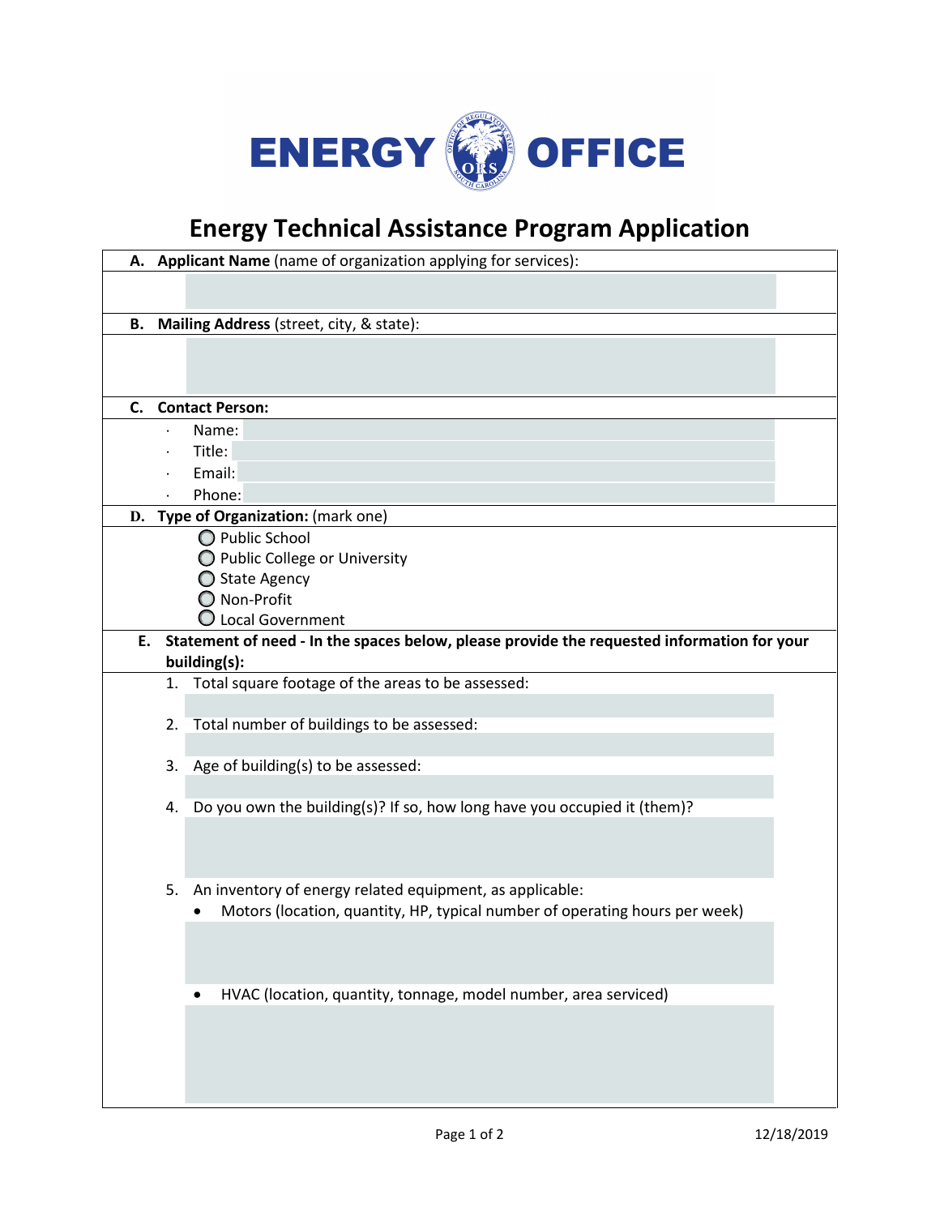# ENERGY OFFICE

## Energy Technical Assistance Program Application

**A. Applicant Name** (name of organization applying for services):

**B. Mailing Address** (street, city, & state):

**C. Contact Person:**

- Name:
- Title:
- Email:
- Phone:

**D. Type of Organization:** (mark one)

- ○ Public School
- ○ Public College or University
- ○ State Agency
- ○ Non-Profit
- ○ Local Government

**E. Statement of need - In the spaces below, please provide the requested information for your building(s):**

1. Total square footage of the areas to be assessed:

2. Total number of buildings to be assessed:

3. Age of building(s) to be assessed:

4. Do you own the building(s)? If so, how long have you occupied it (them)?

5. An inventory of energy related equipment, as applicable:
   - Motors (location, quantity, HP, typical number of operating hours per week)
   - HVAC (location, quantity, tonnage, model number, area serviced)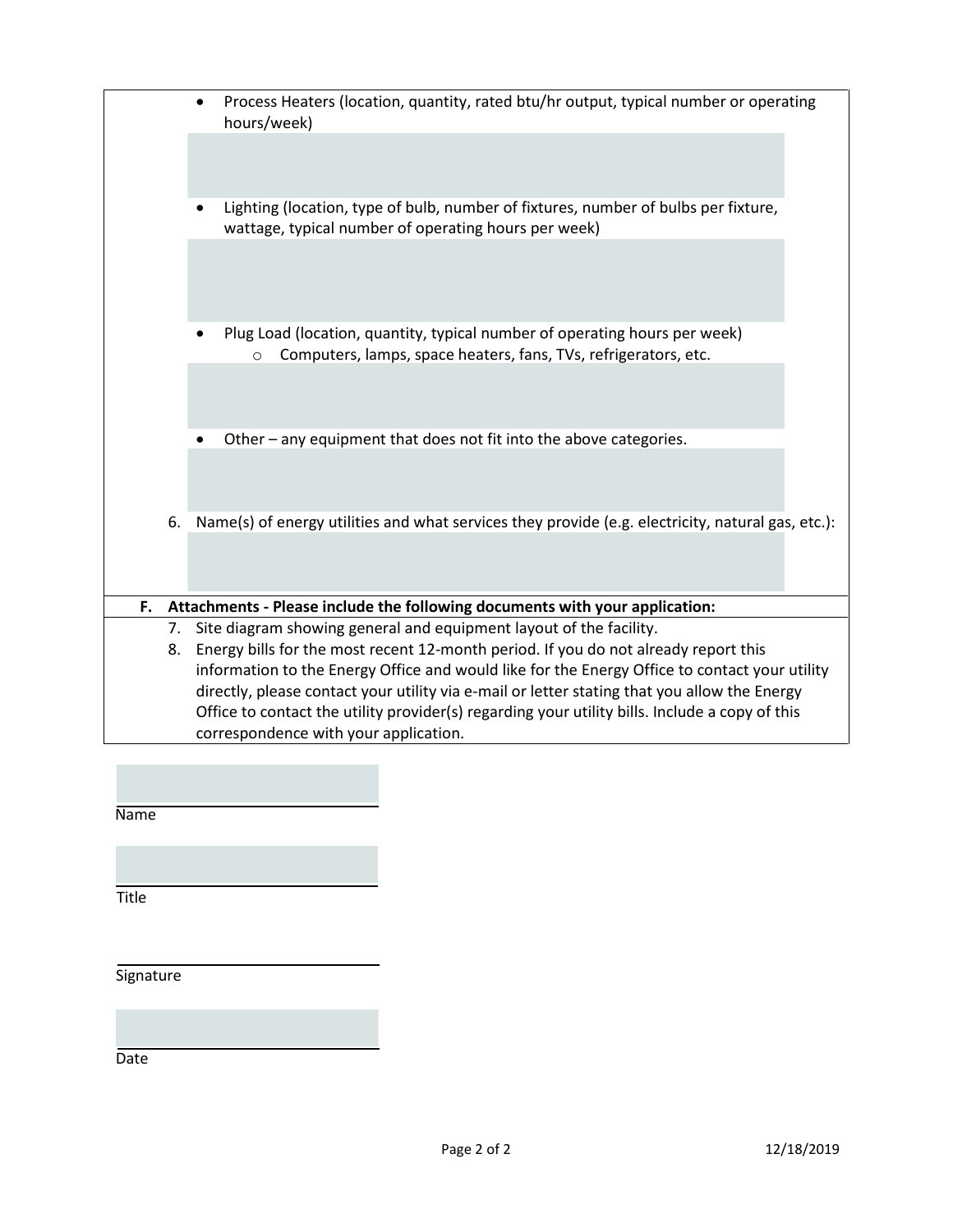- Process Heaters (location, quantity, rated btu/hr output, typical number or operating hours/week)

- Lighting (location, type of bulb, number of fixtures, number of bulbs per fixture, wattage, typical number of operating hours per week)

- Plug Load (location, quantity, typical number of operating hours per week)
  - Computers, lamps, space heaters, fans, TVs, refrigerators, etc.

- Other – any equipment that does not fit into the above categories.

6. Name(s) of energy utilities and what services they provide (e.g. electricity, natural gas, etc.):

**F. Attachments - Please include the following documents with your application:**

7. Site diagram showing general and equipment layout of the facility.
8. Energy bills for the most recent 12-month period. If you do not already report this information to the Energy Office and would like for the Energy Office to contact your utility directly, please contact your utility via e-mail or letter stating that you allow the Energy Office to contact the utility provider(s) regarding your utility bills. Include a copy of this correspondence with your application.

Name

Title

Signature

Date

12/18/2019